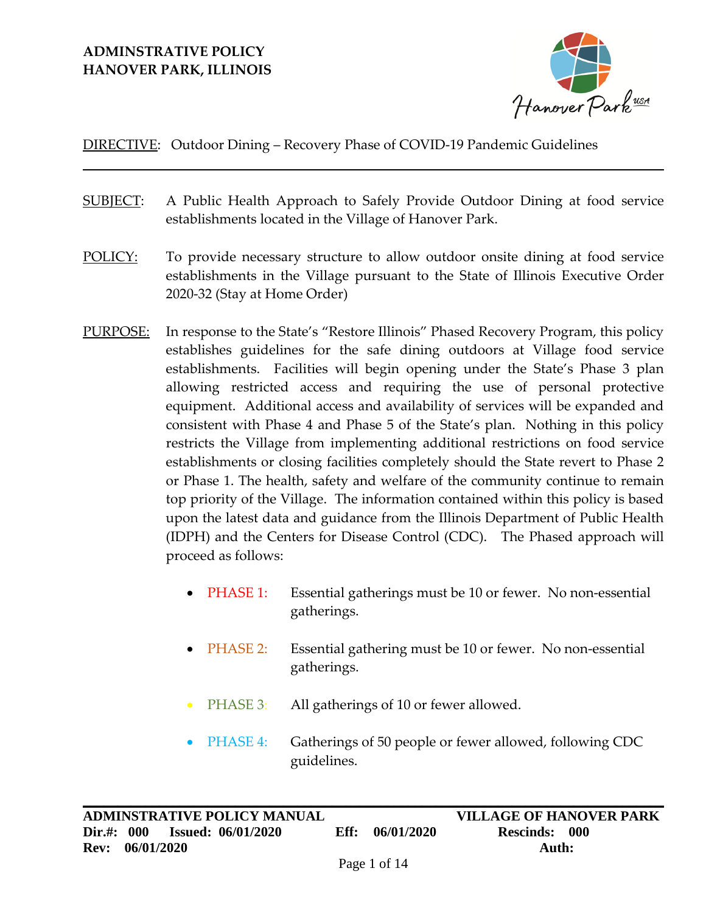**ADMINSTRATIVE POLICY**
**HANOVER PARK, ILLINOIS**

DIRECTIVE: Outdoor Dining – Recovery Phase of COVID-19 Pandemic Guidelines

---

SUBJECT: A Public Health Approach to Safely Provide Outdoor Dining at food service establishments located in the Village of Hanover Park.

POLICY: To provide necessary structure to allow outdoor onsite dining at food service establishments in the Village pursuant to the State of Illinois Executive Order 2020-32 (Stay at Home Order)

PURPOSE: In response to the State's "Restore Illinois" Phased Recovery Program, this policy establishes guidelines for the safe dining outdoors at Village food service establishments. Facilities will begin opening under the State's Phase 3 plan allowing restricted access and requiring the use of personal protective equipment. Additional access and availability of services will be expanded and consistent with Phase 4 and Phase 5 of the State's plan. Nothing in this policy restricts the Village from implementing additional restrictions on food service establishments or closing facilities completely should the State revert to Phase 2 or Phase 1. The health, safety and welfare of the community continue to remain top priority of the Village. The information contained within this policy is based upon the latest data and guidance from the Illinois Department of Public Health (IDPH) and the Centers for Disease Control (CDC). The Phased approach will proceed as follows:

- PHASE 1: Essential gatherings must be 10 or fewer. No non-essential gatherings.
- PHASE 2: Essential gathering must be 10 or fewer. No non-essential gatherings.
- PHASE 3: All gatherings of 10 or fewer allowed.
- PHASE 4: Gatherings of 50 people or fewer allowed, following CDC guidelines.

**ADMINSTRATIVE POLICY MANUAL** — **VILLAGE OF HANOVER PARK**
**Dir.#: 000 Issued: 06/01/2020 Eff: 06/01/2020 Rescinds: 000**
**Rev: 06/01/2020 Auth:**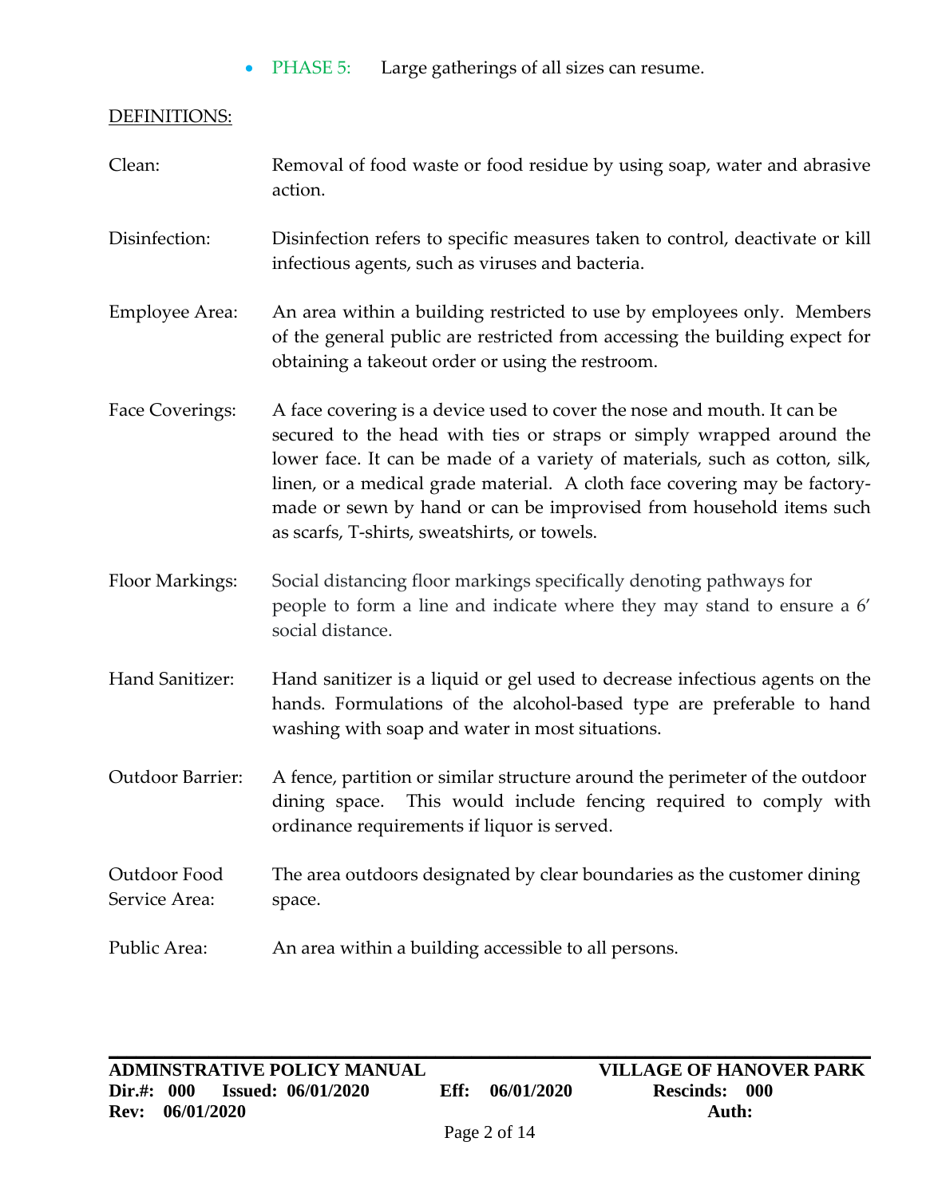- PHASE 5: Large gatherings of all sizes can resume.

DEFINITIONS:

Clean: Removal of food waste or food residue by using soap, water and abrasive action.

Disinfection: Disinfection refers to specific measures taken to control, deactivate or kill infectious agents, such as viruses and bacteria.

Employee Area: An area within a building restricted to use by employees only. Members of the general public are restricted from accessing the building expect for obtaining a takeout order or using the restroom.

Face Coverings: A face covering is a device used to cover the nose and mouth. It can be secured to the head with ties or straps or simply wrapped around the lower face. It can be made of a variety of materials, such as cotton, silk, linen, or a medical grade material. A cloth face covering may be factory-made or sewn by hand or can be improvised from household items such as scarfs, T-shirts, sweatshirts, or towels.

Floor Markings: Social distancing floor markings specifically denoting pathways for people to form a line and indicate where they may stand to ensure a 6' social distance.

Hand Sanitizer: Hand sanitizer is a liquid or gel used to decrease infectious agents on the hands. Formulations of the alcohol-based type are preferable to hand washing with soap and water in most situations.

Outdoor Barrier: A fence, partition or similar structure around the perimeter of the outdoor dining space. This would include fencing required to comply with ordinance requirements if liquor is served.

Outdoor Food Service Area: The area outdoors designated by clear boundaries as the customer dining space.

Public Area: An area within a building accessible to all persons.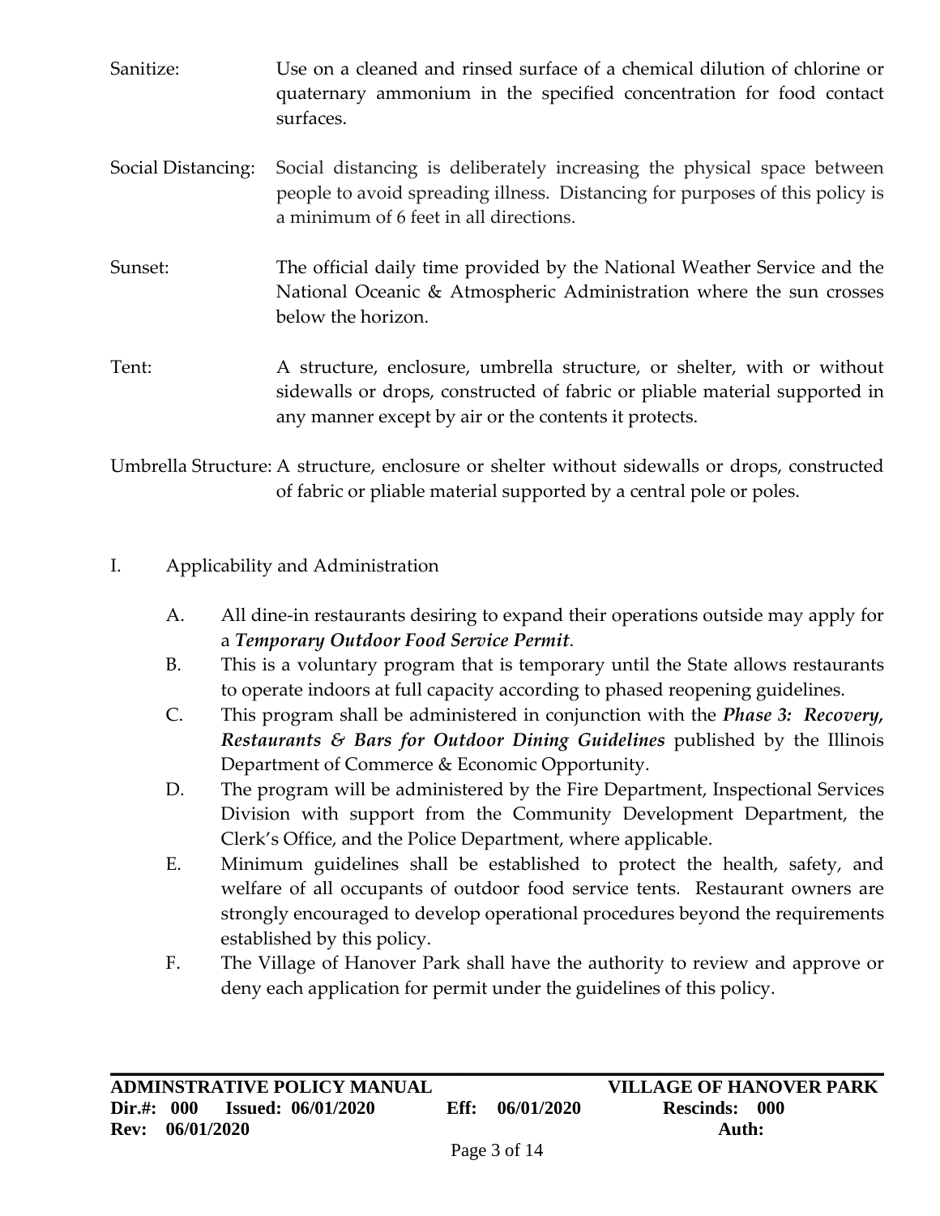Sanitize: Use on a cleaned and rinsed surface of a chemical dilution of chlorine or quaternary ammonium in the specified concentration for food contact surfaces.

Social Distancing: Social distancing is deliberately increasing the physical space between people to avoid spreading illness. Distancing for purposes of this policy is a minimum of 6 feet in all directions.

Sunset: The official daily time provided by the National Weather Service and the National Oceanic & Atmospheric Administration where the sun crosses below the horizon.

Tent: A structure, enclosure, umbrella structure, or shelter, with or without sidewalls or drops, constructed of fabric or pliable material supported in any manner except by air or the contents it protects.

Umbrella Structure: A structure, enclosure or shelter without sidewalls or drops, constructed of fabric or pliable material supported by a central pole or poles.

I. Applicability and Administration

A. All dine-in restaurants desiring to expand their operations outside may apply for a ***Temporary Outdoor Food Service Permit***.

B. This is a voluntary program that is temporary until the State allows restaurants to operate indoors at full capacity according to phased reopening guidelines.

C. This program shall be administered in conjunction with the ***Phase 3: Recovery, Restaurants & Bars for Outdoor Dining Guidelines*** published by the Illinois Department of Commerce & Economic Opportunity.

D. The program will be administered by the Fire Department, Inspectional Services Division with support from the Community Development Department, the Clerk's Office, and the Police Department, where applicable.

E. Minimum guidelines shall be established to protect the health, safety, and welfare of all occupants of outdoor food service tents. Restaurant owners are strongly encouraged to develop operational procedures beyond the requirements established by this policy.

F. The Village of Hanover Park shall have the authority to review and approve or deny each application for permit under the guidelines of this policy.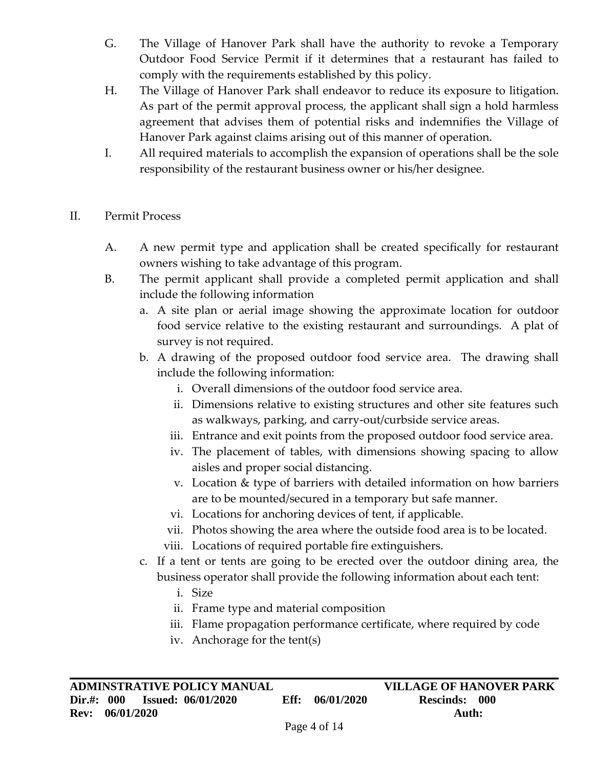G. The Village of Hanover Park shall have the authority to revoke a Temporary Outdoor Food Service Permit if it determines that a restaurant has failed to comply with the requirements established by this policy.

H. The Village of Hanover Park shall endeavor to reduce its exposure to litigation. As part of the permit approval process, the applicant shall sign a hold harmless agreement that advises them of potential risks and indemnifies the Village of Hanover Park against claims arising out of this manner of operation.

I. All required materials to accomplish the expansion of operations shall be the sole responsibility of the restaurant business owner or his/her designee.

## II. Permit Process

A. A new permit type and application shall be created specifically for restaurant owners wishing to take advantage of this program.

B. The permit applicant shall provide a completed permit application and shall include the following information

   a. A site plan or aerial image showing the approximate location for outdoor food service relative to the existing restaurant and surroundings. A plat of survey is not required.

   b. A drawing of the proposed outdoor food service area. The drawing shall include the following information:

      i. Overall dimensions of the outdoor food service area.
      ii. Dimensions relative to existing structures and other site features such as walkways, parking, and carry-out/curbside service areas.
      iii. Entrance and exit points from the proposed outdoor food service area.
      iv. The placement of tables, with dimensions showing spacing to allow aisles and proper social distancing.
      v. Location & type of barriers with detailed information on how barriers are to be mounted/secured in a temporary but safe manner.
      vi. Locations for anchoring devices of tent, if applicable.
      vii. Photos showing the area where the outside food area is to be located.
      viii. Locations of required portable fire extinguishers.

   c. If a tent or tents are going to be erected over the outdoor dining area, the business operator shall provide the following information about each tent:

      i. Size
      ii. Frame type and material composition
      iii. Flame propagation performance certificate, where required by code
      iv. Anchorage for the tent(s)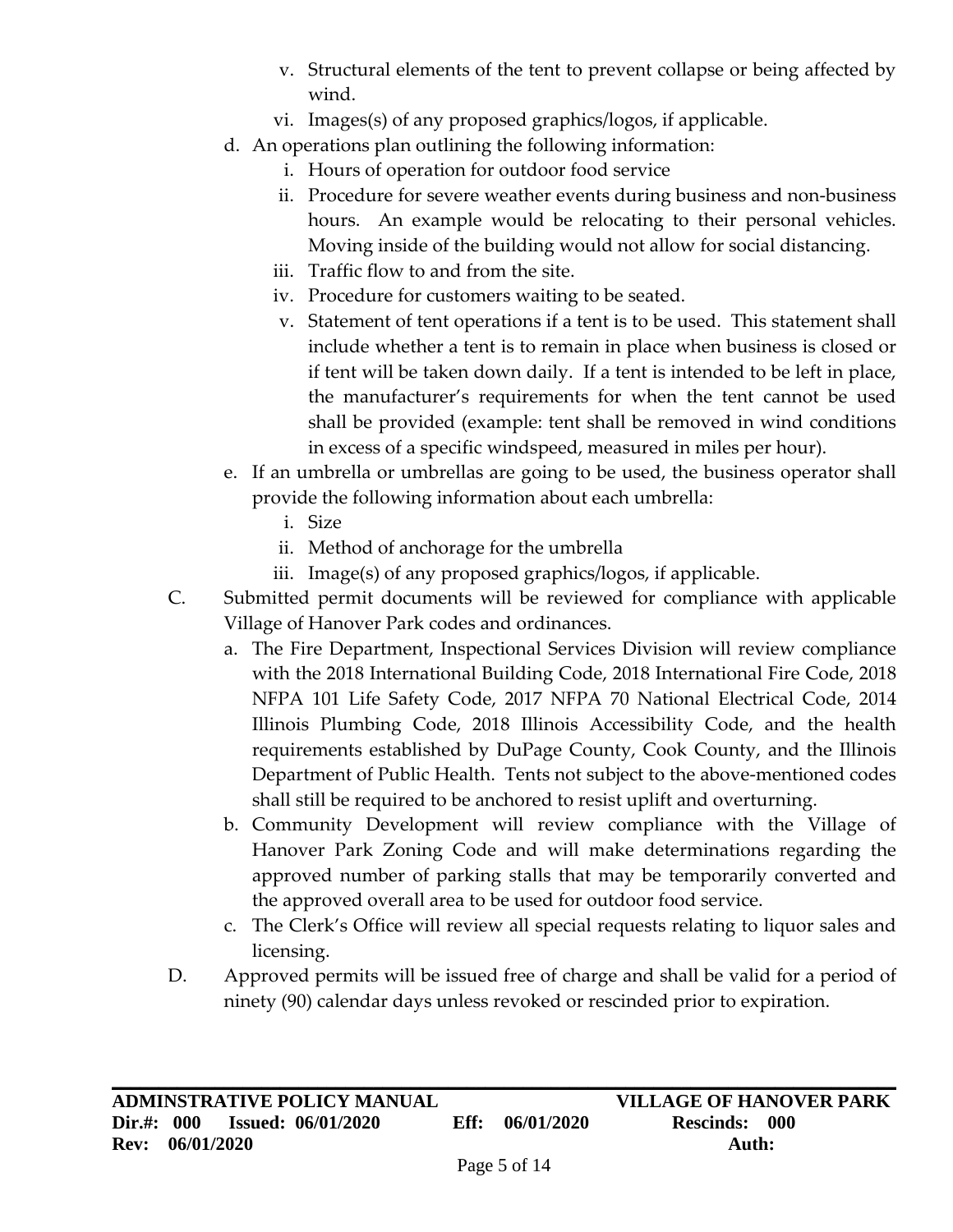- v. Structural elements of the tent to prevent collapse or being affected by wind.
   - vi. Images(s) of any proposed graphics/logos, if applicable.

- d. An operations plan outlining the following information:
   - i. Hours of operation for outdoor food service
   - ii. Procedure for severe weather events during business and non-business hours. An example would be relocating to their personal vehicles. Moving inside of the building would not allow for social distancing.
   - iii. Traffic flow to and from the site.
   - iv. Procedure for customers waiting to be seated.
   - v. Statement of tent operations if a tent is to be used. This statement shall include whether a tent is to remain in place when business is closed or if tent will be taken down daily. If a tent is intended to be left in place, the manufacturer's requirements for when the tent cannot be used shall be provided (example: tent shall be removed in wind conditions in excess of a specific windspeed, measured in miles per hour).
- e. If an umbrella or umbrellas are going to be used, the business operator shall provide the following information about each umbrella:
   - i. Size
   - ii. Method of anchorage for the umbrella
   - iii. Image(s) of any proposed graphics/logos, if applicable.

C. Submitted permit documents will be reviewed for compliance with applicable Village of Hanover Park codes and ordinances.

- a. The Fire Department, Inspectional Services Division will review compliance with the 2018 International Building Code, 2018 International Fire Code, 2018 NFPA 101 Life Safety Code, 2017 NFPA 70 National Electrical Code, 2014 Illinois Plumbing Code, 2018 Illinois Accessibility Code, and the health requirements established by DuPage County, Cook County, and the Illinois Department of Public Health. Tents not subject to the above-mentioned codes shall still be required to be anchored to resist uplift and overturning.
- b. Community Development will review compliance with the Village of Hanover Park Zoning Code and will make determinations regarding the approved number of parking stalls that may be temporarily converted and the approved overall area to be used for outdoor food service.
- c. The Clerk's Office will review all special requests relating to liquor sales and licensing.

D. Approved permits will be issued free of charge and shall be valid for a period of ninety (90) calendar days unless revoked or rescinded prior to expiration.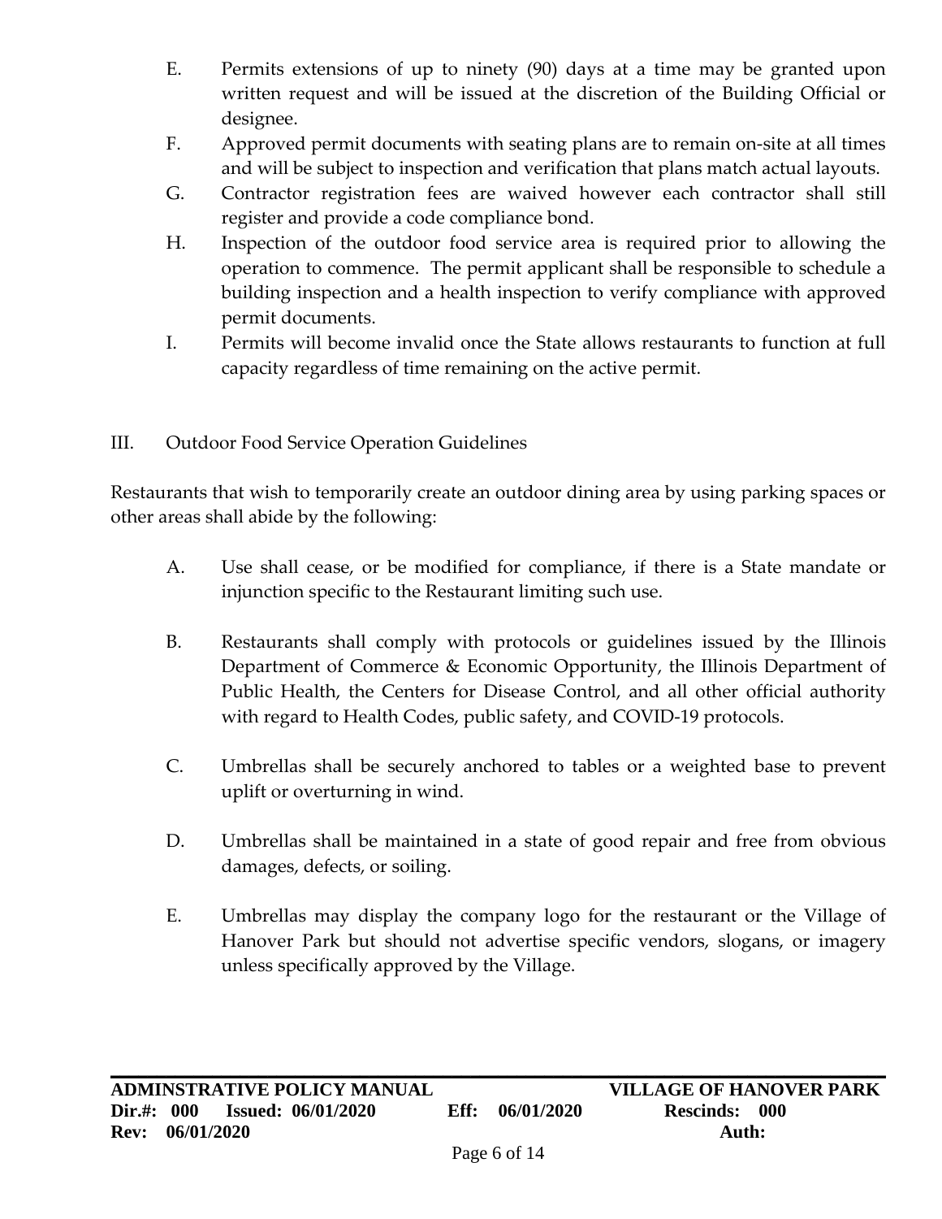E. Permits extensions of up to ninety (90) days at a time may be granted upon written request and will be issued at the discretion of the Building Official or designee.

F. Approved permit documents with seating plans are to remain on-site at all times and will be subject to inspection and verification that plans match actual layouts.

G. Contractor registration fees are waived however each contractor shall still register and provide a code compliance bond.

H. Inspection of the outdoor food service area is required prior to allowing the operation to commence. The permit applicant shall be responsible to schedule a building inspection and a health inspection to verify compliance with approved permit documents.

I. Permits will become invalid once the State allows restaurants to function at full capacity regardless of time remaining on the active permit.

## III. Outdoor Food Service Operation Guidelines

Restaurants that wish to temporarily create an outdoor dining area by using parking spaces or other areas shall abide by the following:

A. Use shall cease, or be modified for compliance, if there is a State mandate or injunction specific to the Restaurant limiting such use.

B. Restaurants shall comply with protocols or guidelines issued by the Illinois Department of Commerce & Economic Opportunity, the Illinois Department of Public Health, the Centers for Disease Control, and all other official authority with regard to Health Codes, public safety, and COVID-19 protocols.

C. Umbrellas shall be securely anchored to tables or a weighted base to prevent uplift or overturning in wind.

D. Umbrellas shall be maintained in a state of good repair and free from obvious damages, defects, or soiling.

E. Umbrellas may display the company logo for the restaurant or the Village of Hanover Park but should not advertise specific vendors, slogans, or imagery unless specifically approved by the Village.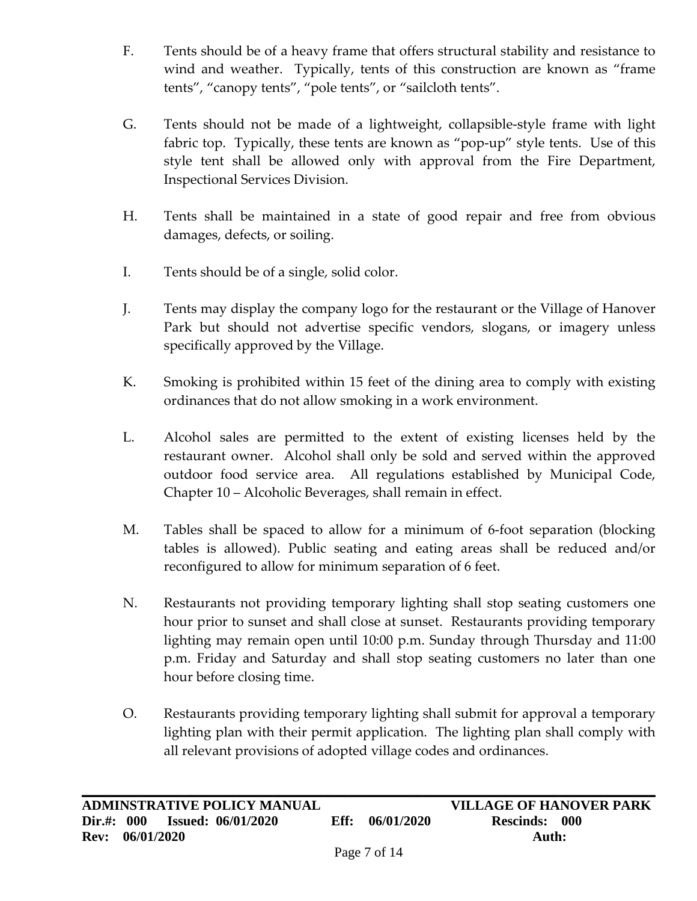F. Tents should be of a heavy frame that offers structural stability and resistance to wind and weather. Typically, tents of this construction are known as "frame tents", "canopy tents", "pole tents", or "sailcloth tents".

G. Tents should not be made of a lightweight, collapsible-style frame with light fabric top. Typically, these tents are known as "pop-up" style tents. Use of this style tent shall be allowed only with approval from the Fire Department, Inspectional Services Division.

H. Tents shall be maintained in a state of good repair and free from obvious damages, defects, or soiling.

I. Tents should be of a single, solid color.

J. Tents may display the company logo for the restaurant or the Village of Hanover Park but should not advertise specific vendors, slogans, or imagery unless specifically approved by the Village.

K. Smoking is prohibited within 15 feet of the dining area to comply with existing ordinances that do not allow smoking in a work environment.

L. Alcohol sales are permitted to the extent of existing licenses held by the restaurant owner. Alcohol shall only be sold and served within the approved outdoor food service area. All regulations established by Municipal Code, Chapter 10 – Alcoholic Beverages, shall remain in effect.

M. Tables shall be spaced to allow for a minimum of 6-foot separation (blocking tables is allowed). Public seating and eating areas shall be reduced and/or reconfigured to allow for minimum separation of 6 feet.

N. Restaurants not providing temporary lighting shall stop seating customers one hour prior to sunset and shall close at sunset. Restaurants providing temporary lighting may remain open until 10:00 p.m. Sunday through Thursday and 11:00 p.m. Friday and Saturday and shall stop seating customers no later than one hour before closing time.

O. Restaurants providing temporary lighting shall submit for approval a temporary lighting plan with their permit application. The lighting plan shall comply with all relevant provisions of adopted village codes and ordinances.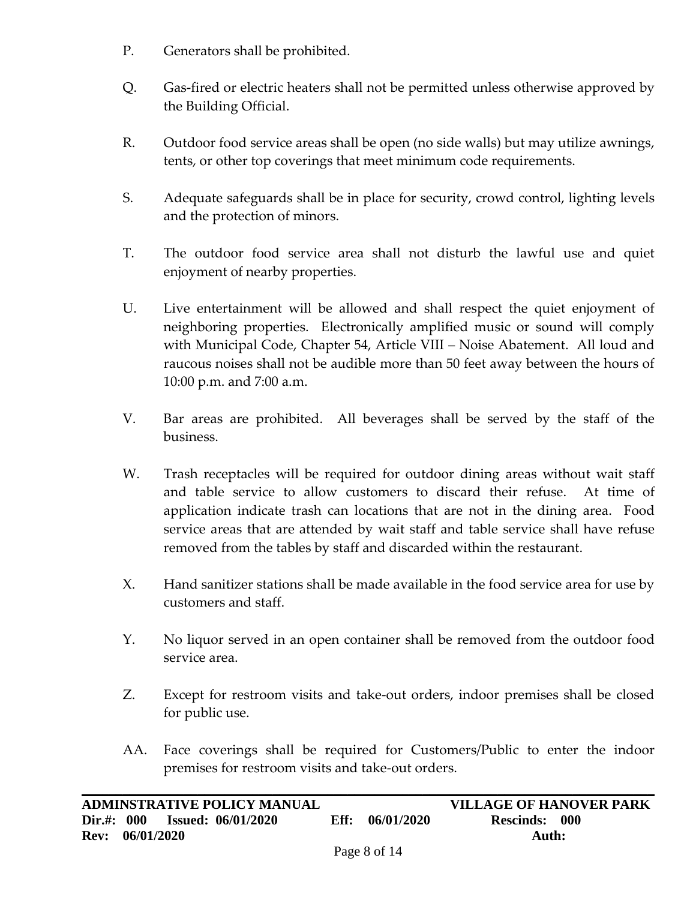P. Generators shall be prohibited.

Q. Gas-fired or electric heaters shall not be permitted unless otherwise approved by the Building Official.

R. Outdoor food service areas shall be open (no side walls) but may utilize awnings, tents, or other top coverings that meet minimum code requirements.

S. Adequate safeguards shall be in place for security, crowd control, lighting levels and the protection of minors.

T. The outdoor food service area shall not disturb the lawful use and quiet enjoyment of nearby properties.

U. Live entertainment will be allowed and shall respect the quiet enjoyment of neighboring properties. Electronically amplified music or sound will comply with Municipal Code, Chapter 54, Article VIII – Noise Abatement. All loud and raucous noises shall not be audible more than 50 feet away between the hours of 10:00 p.m. and 7:00 a.m.

V. Bar areas are prohibited. All beverages shall be served by the staff of the business.

W. Trash receptacles will be required for outdoor dining areas without wait staff and table service to allow customers to discard their refuse. At time of application indicate trash can locations that are not in the dining area. Food service areas that are attended by wait staff and table service shall have refuse removed from the tables by staff and discarded within the restaurant.

X. Hand sanitizer stations shall be made available in the food service area for use by customers and staff.

Y. No liquor served in an open container shall be removed from the outdoor food service area.

Z. Except for restroom visits and take-out orders, indoor premises shall be closed for public use.

AA. Face coverings shall be required for Customers/Public to enter the indoor premises for restroom visits and take-out orders.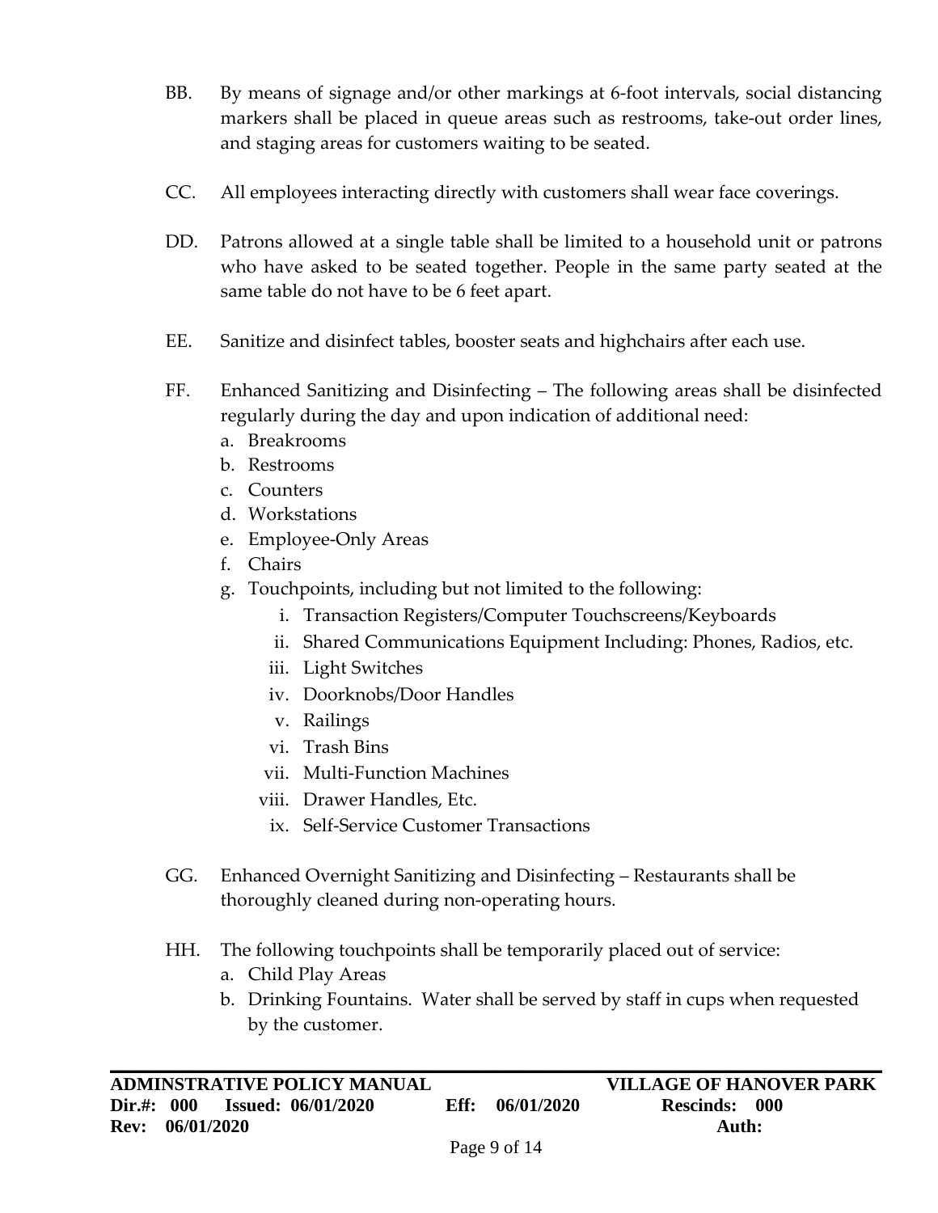BB. By means of signage and/or other markings at 6-foot intervals, social distancing markers shall be placed in queue areas such as restrooms, take-out order lines, and staging areas for customers waiting to be seated.

CC. All employees interacting directly with customers shall wear face coverings.

DD. Patrons allowed at a single table shall be limited to a household unit or patrons who have asked to be seated together. People in the same party seated at the same table do not have to be 6 feet apart.

EE. Sanitize and disinfect tables, booster seats and highchairs after each use.

FF. Enhanced Sanitizing and Disinfecting – The following areas shall be disinfected regularly during the day and upon indication of additional need:
  a. Breakrooms
  b. Restrooms
  c. Counters
  d. Workstations
  e. Employee-Only Areas
  f. Chairs
  g. Touchpoints, including but not limited to the following:
    i. Transaction Registers/Computer Touchscreens/Keyboards
    ii. Shared Communications Equipment Including: Phones, Radios, etc.
    iii. Light Switches
    iv. Doorknobs/Door Handles
    v. Railings
    vi. Trash Bins
    vii. Multi-Function Machines
    viii. Drawer Handles, Etc.
    ix. Self-Service Customer Transactions

GG. Enhanced Overnight Sanitizing and Disinfecting – Restaurants shall be thoroughly cleaned during non-operating hours.

HH. The following touchpoints shall be temporarily placed out of service:
  a. Child Play Areas
  b. Drinking Fountains. Water shall be served by staff in cups when requested by the customer.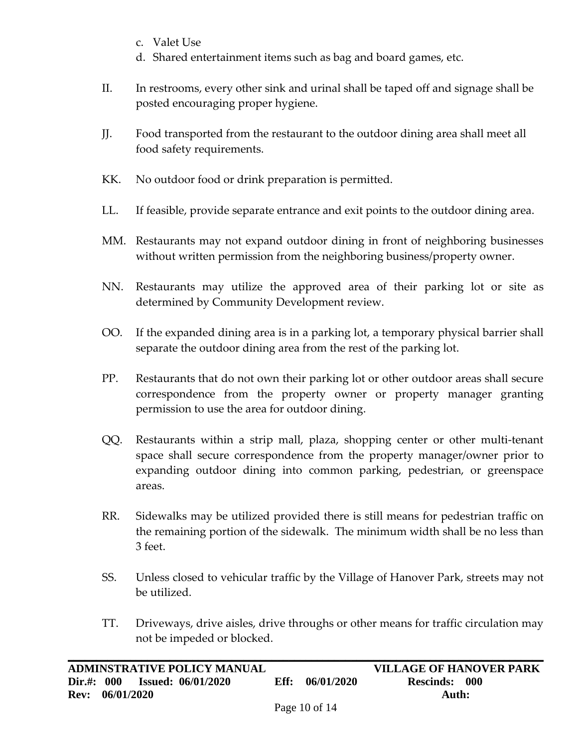c. Valet Use
d. Shared entertainment items such as bag and board games, etc.

II. In restrooms, every other sink and urinal shall be taped off and signage shall be posted encouraging proper hygiene.

JJ. Food transported from the restaurant to the outdoor dining area shall meet all food safety requirements.

KK. No outdoor food or drink preparation is permitted.

LL. If feasible, provide separate entrance and exit points to the outdoor dining area.

MM. Restaurants may not expand outdoor dining in front of neighboring businesses without written permission from the neighboring business/property owner.

NN. Restaurants may utilize the approved area of their parking lot or site as determined by Community Development review.

OO. If the expanded dining area is in a parking lot, a temporary physical barrier shall separate the outdoor dining area from the rest of the parking lot.

PP. Restaurants that do not own their parking lot or other outdoor areas shall secure correspondence from the property owner or property manager granting permission to use the area for outdoor dining.

QQ. Restaurants within a strip mall, plaza, shopping center or other multi-tenant space shall secure correspondence from the property manager/owner prior to expanding outdoor dining into common parking, pedestrian, or greenspace areas.

RR. Sidewalks may be utilized provided there is still means for pedestrian traffic on the remaining portion of the sidewalk. The minimum width shall be no less than 3 feet.

SS. Unless closed to vehicular traffic by the Village of Hanover Park, streets may not be utilized.

TT. Driveways, drive aisles, drive throughs or other means for traffic circulation may not be impeded or blocked.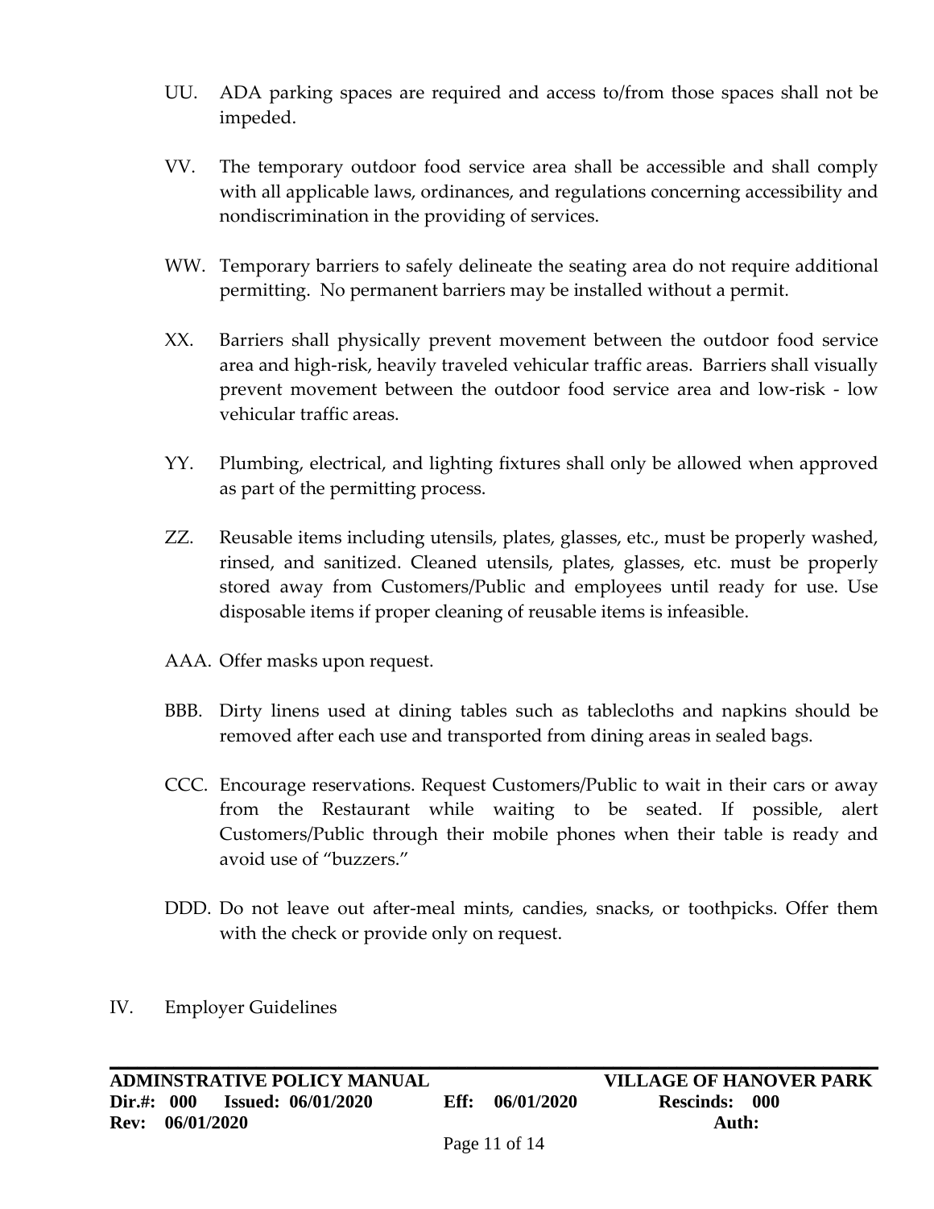UU. ADA parking spaces are required and access to/from those spaces shall not be impeded.

VV. The temporary outdoor food service area shall be accessible and shall comply with all applicable laws, ordinances, and regulations concerning accessibility and nondiscrimination in the providing of services.

WW. Temporary barriers to safely delineate the seating area do not require additional permitting. No permanent barriers may be installed without a permit.

XX. Barriers shall physically prevent movement between the outdoor food service area and high-risk, heavily traveled vehicular traffic areas. Barriers shall visually prevent movement between the outdoor food service area and low-risk - low vehicular traffic areas.

YY. Plumbing, electrical, and lighting fixtures shall only be allowed when approved as part of the permitting process.

ZZ. Reusable items including utensils, plates, glasses, etc., must be properly washed, rinsed, and sanitized. Cleaned utensils, plates, glasses, etc. must be properly stored away from Customers/Public and employees until ready for use. Use disposable items if proper cleaning of reusable items is infeasible.

AAA. Offer masks upon request.

BBB. Dirty linens used at dining tables such as tablecloths and napkins should be removed after each use and transported from dining areas in sealed bags.

CCC. Encourage reservations. Request Customers/Public to wait in their cars or away from the Restaurant while waiting to be seated. If possible, alert Customers/Public through their mobile phones when their table is ready and avoid use of "buzzers."

DDD. Do not leave out after-meal mints, candies, snacks, or toothpicks. Offer them with the check or provide only on request.

IV. Employer Guidelines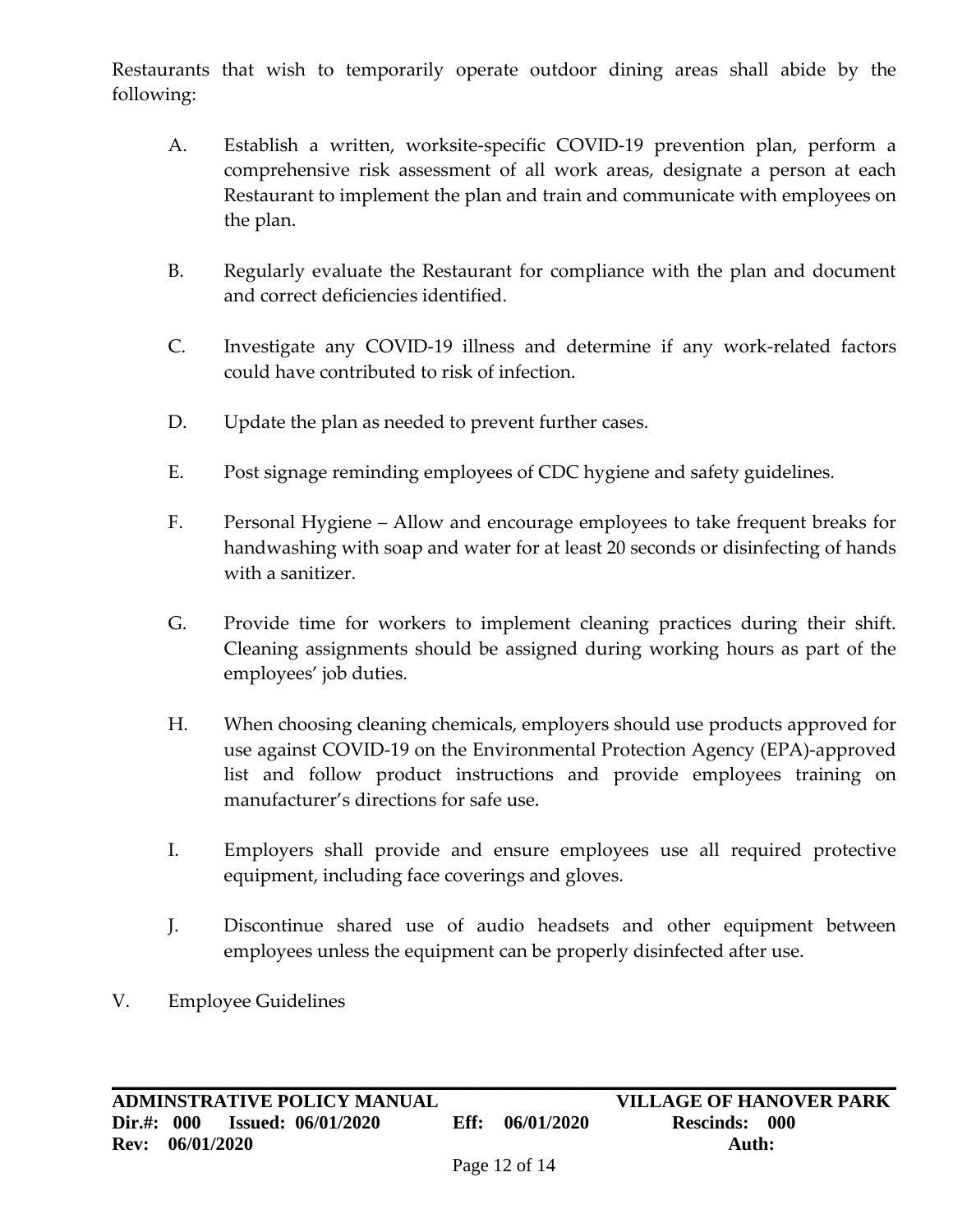Restaurants that wish to temporarily operate outdoor dining areas shall abide by the following:

A. Establish a written, worksite-specific COVID-19 prevention plan, perform a comprehensive risk assessment of all work areas, designate a person at each Restaurant to implement the plan and train and communicate with employees on the plan.

B. Regularly evaluate the Restaurant for compliance with the plan and document and correct deficiencies identified.

C. Investigate any COVID-19 illness and determine if any work-related factors could have contributed to risk of infection.

D. Update the plan as needed to prevent further cases.

E. Post signage reminding employees of CDC hygiene and safety guidelines.

F. Personal Hygiene – Allow and encourage employees to take frequent breaks for handwashing with soap and water for at least 20 seconds or disinfecting of hands with a sanitizer.

G. Provide time for workers to implement cleaning practices during their shift. Cleaning assignments should be assigned during working hours as part of the employees' job duties.

H. When choosing cleaning chemicals, employers should use products approved for use against COVID-19 on the Environmental Protection Agency (EPA)-approved list and follow product instructions and provide employees training on manufacturer's directions for safe use.

I. Employers shall provide and ensure employees use all required protective equipment, including face coverings and gloves.

J. Discontinue shared use of audio headsets and other equipment between employees unless the equipment can be properly disinfected after use.

V. Employee Guidelines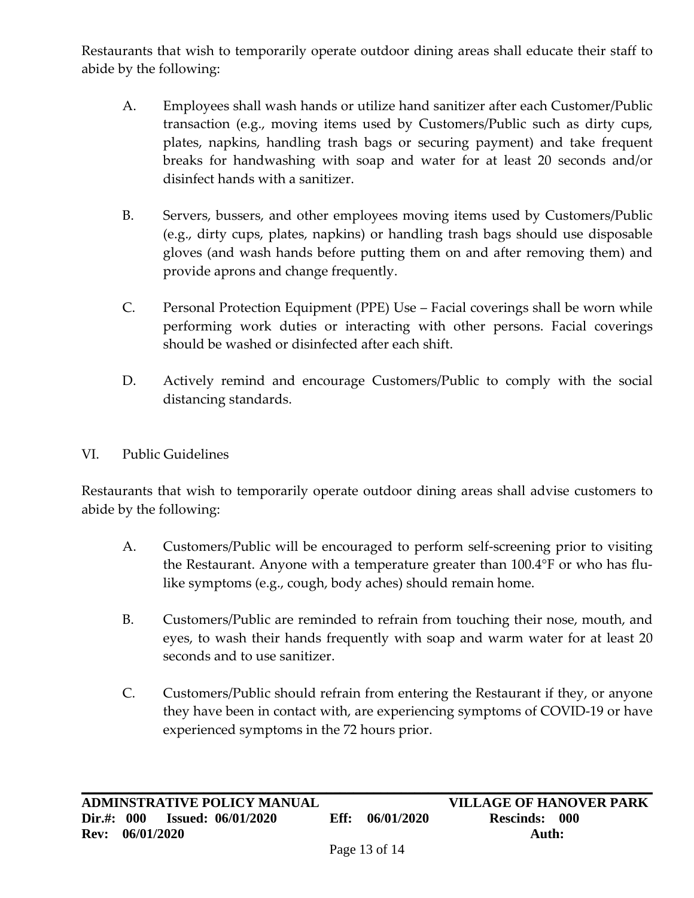Restaurants that wish to temporarily operate outdoor dining areas shall educate their staff to abide by the following:

A. Employees shall wash hands or utilize hand sanitizer after each Customer/Public transaction (e.g., moving items used by Customers/Public such as dirty cups, plates, napkins, handling trash bags or securing payment) and take frequent breaks for handwashing with soap and water for at least 20 seconds and/or disinfect hands with a sanitizer.

B. Servers, bussers, and other employees moving items used by Customers/Public (e.g., dirty cups, plates, napkins) or handling trash bags should use disposable gloves (and wash hands before putting them on and after removing them) and provide aprons and change frequently.

C. Personal Protection Equipment (PPE) Use – Facial coverings shall be worn while performing work duties or interacting with other persons. Facial coverings should be washed or disinfected after each shift.

D. Actively remind and encourage Customers/Public to comply with the social distancing standards.

VI. Public Guidelines

Restaurants that wish to temporarily operate outdoor dining areas shall advise customers to abide by the following:

A. Customers/Public will be encouraged to perform self-screening prior to visiting the Restaurant. Anyone with a temperature greater than 100.4°F or who has flu-like symptoms (e.g., cough, body aches) should remain home.

B. Customers/Public are reminded to refrain from touching their nose, mouth, and eyes, to wash their hands frequently with soap and warm water for at least 20 seconds and to use sanitizer.

C. Customers/Public should refrain from entering the Restaurant if they, or anyone they have been in contact with, are experiencing symptoms of COVID-19 or have experienced symptoms in the 72 hours prior.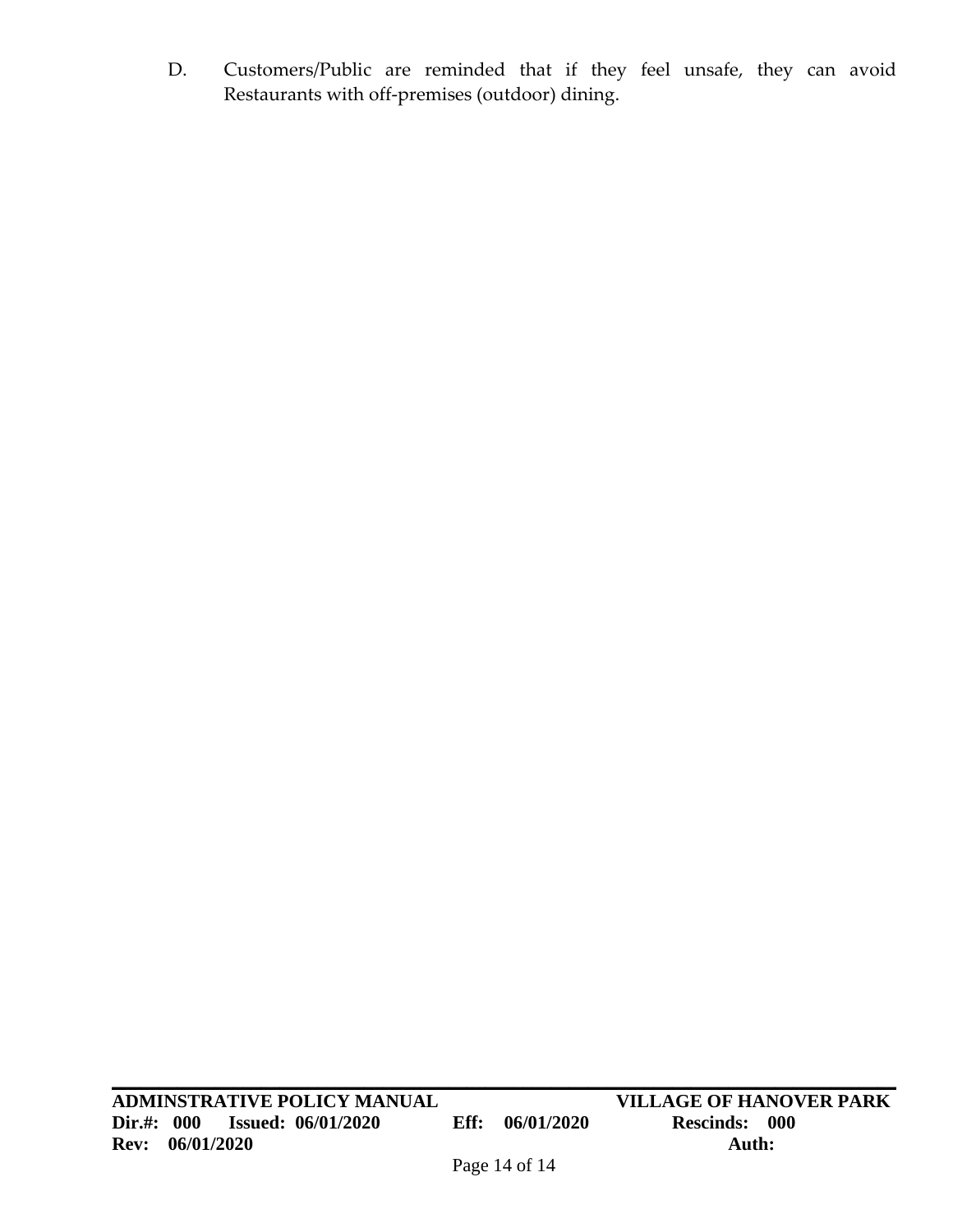D. Customers/Public are reminded that if they feel unsafe, they can avoid Restaurants with off-premises (outdoor) dining.